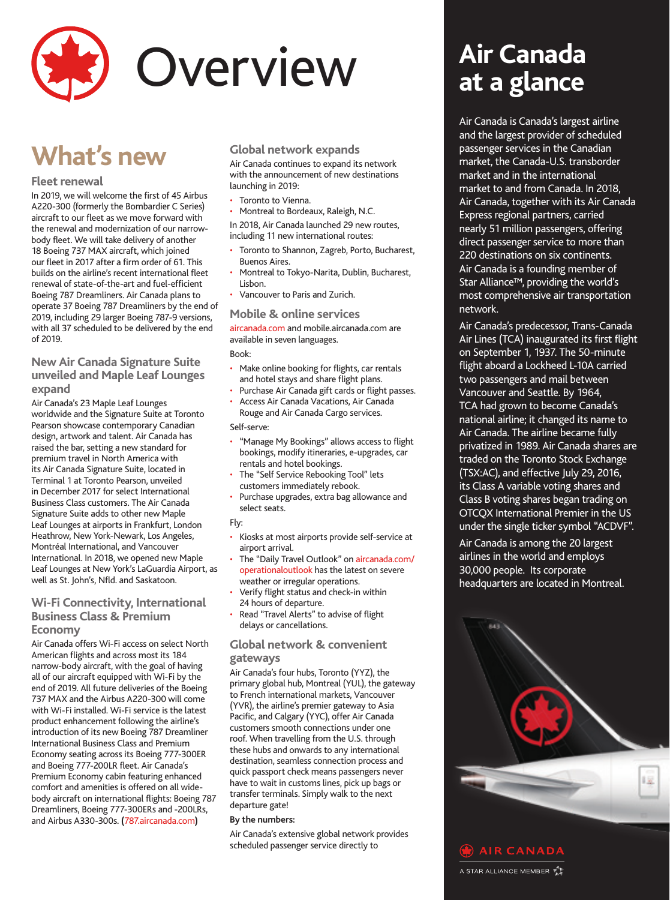# Overview

## What's new

### Fleet renewal

In 2019, we will welcome the first of 45 Airbus A220-300 (formerly the Bombardier C Series) aircraft to our fleet as we move forward with the renewal and modernization of our narrow-body fleet. We will take delivery of another 18 Boeing 737 MAX aircraft, which joined our fleet in 2017 after a firm order of 61. This builds on the airline's recent international fleet renewal of state-of-the-art and fuel-efficient Boeing 787 Dreamliners. Air Canada plans to operate 37 Boeing 787 Dreamliners by the end of 2019, including 29 larger Boeing 787-9 versions, with all 37 scheduled to be delivered by the end of 2019.

### New Air Canada Signature Suite unveiled and Maple Leaf Lounges expand

Air Canada's 23 Maple Leaf Lounges worldwide and the Signature Suite at Toronto Pearson showcase contemporary Canadian design, artwork and talent. Air Canada has raised the bar, setting a new standard for premium travel in North America with its Air Canada Signature Suite, located in Terminal 1 at Toronto Pearson, unveiled in December 2017 for select International Business Class customers. The Air Canada Signature Suite adds to other new Maple Leaf Lounges at airports in Frankfurt, London Heathrow, New York-Newark, Los Angeles, Montréal International, and Vancouver International. In 2018, we opened new Maple Leaf Lounges at New York's LaGuardia Airport, as well as St. John's, Nfld. and Saskatoon.

### Wi-Fi Connectivity, International Business Class & Premium Economy

Air Canada offers Wi-Fi access on select North American flights and across most its 184 narrow-body aircraft, with the goal of having all of our aircraft equipped with Wi-Fi by the end of 2019. All future deliveries of the Boeing 737 MAX and the Airbus A220-300 will come with Wi-Fi installed. Wi-Fi service is the latest product enhancement following the airline's introduction of its new Boeing 787 Dreamliner International Business Class and Premium Economy seating across its Boeing 777-300ER and Boeing 777-200LR fleet. Air Canada's Premium Economy cabin featuring enhanced comfort and amenities is offered on all wide-body aircraft on international flights: Boeing 787 Dreamliners, Boeing 777-300ERs and -200LRs, and Airbus A330-300s. **(**787.aircanada.com**)**

### Global network expands

Air Canada continues to expand its network with the announcement of new destinations launching in 2019:

- Toronto to Vienna.
- Montreal to Bordeaux, Raleigh, N.C.

In 2018, Air Canada launched 29 new routes, including 11 new international routes:

- Toronto to Shannon, Zagreb, Porto, Bucharest, Buenos Aires.
- Montreal to Tokyo-Narita, Dublin, Bucharest, Lisbon.
- Vancouver to Paris and Zurich.

### Mobile & online services

aircanada.com and mobile.aircanada.com are available in seven languages.

Book:

- Make online booking for flights, car rentals and hotel stays and share flight plans.
- Purchase Air Canada gift cards or flight passes.
- Access Air Canada Vacations, Air Canada Rouge and Air Canada Cargo services.

Self-serve:

- "Manage My Bookings" allows access to flight bookings, modify itineraries, e-upgrades, car rentals and hotel bookings.
- The "Self Service Rebooking Tool" lets customers immediately rebook.
- Purchase upgrades, extra bag allowance and select seats.

Fly:

- Kiosks at most airports provide self-service at airport arrival.
- The "Daily Travel Outlook" on aircanada.com/operationaloutlook has the latest on severe weather or irregular operations.
- Verify flight status and check-in within 24 hours of departure.
- Read "Travel Alerts" to advise of flight delays or cancellations.

### Global network & convenient gateways

Air Canada's four hubs, Toronto (YYZ), the primary global hub, Montreal (YUL), the gateway to French international markets, Vancouver (YVR), the airline's premier gateway to Asia Pacific, and Calgary (YYC), offer Air Canada customers smooth connections under one roof. When travelling from the U.S. through these hubs and onwards to any international destination, seamless connection process and quick passport check means passengers never have to wait in customs lines, pick up bags or transfer terminals. Simply walk to the next departure gate!

**By the numbers:**

Air Canada's extensive global network provides scheduled passenger service directly to

## Air Canada at a glance

Air Canada is Canada's largest airline and the largest provider of scheduled passenger services in the Canadian market, the Canada-U.S. transborder market and in the international market to and from Canada. In 2018, Air Canada, together with its Air Canada Express regional partners, carried nearly 51 million passengers, offering direct passenger service to more than 220 destinations on six continents. Air Canada is a founding member of Star Alliance™, providing the world's most comprehensive air transportation network.

Air Canada's predecessor, Trans-Canada Air Lines (TCA) inaugurated its first flight on September 1, 1937. The 50-minute flight aboard a Lockheed L-10A carried two passengers and mail between Vancouver and Seattle. By 1964, TCA had grown to become Canada's national airline; it changed its name to Air Canada. The airline became fully privatized in 1989. Air Canada shares are traded on the Toronto Stock Exchange (TSX:AC), and effective July 29, 2016, its Class A variable voting shares and Class B voting shares began trading on OTCQX International Premier in the US under the single ticker symbol "ACDVF".

Air Canada is among the 20 largest airlines in the world and employs 30,000 people. Its corporate headquarters are located in Montreal.

AIR CANADA

A STAR ALLIANCE MEMBER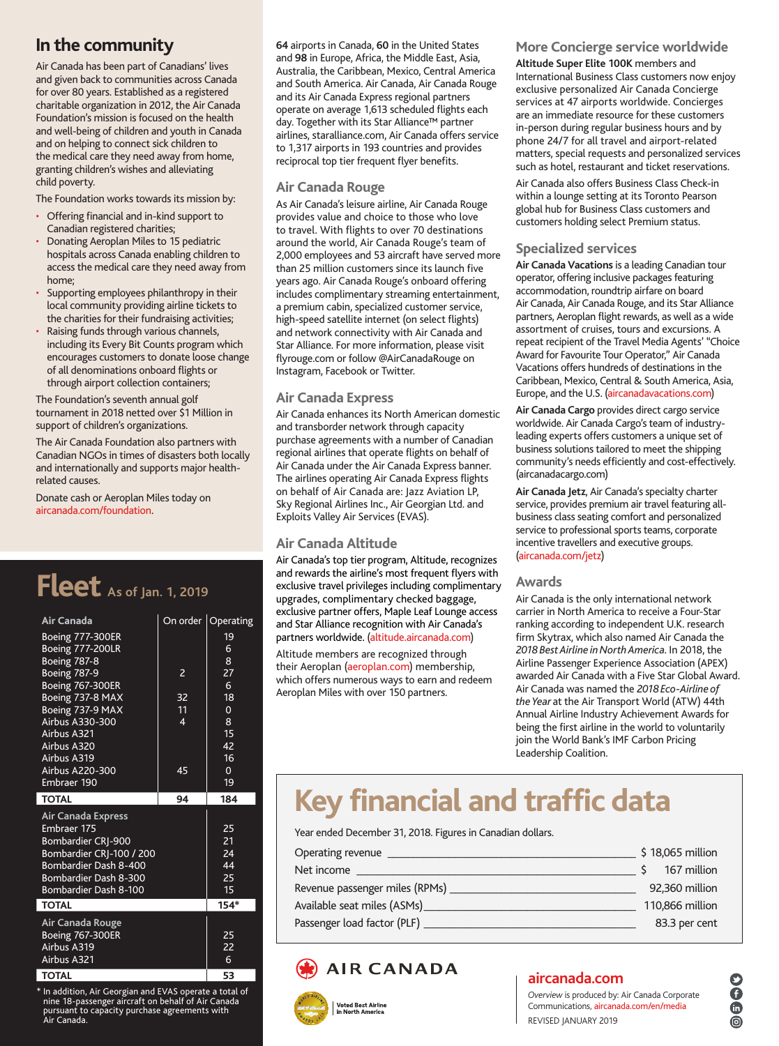## In the community

Air Canada has been part of Canadians' lives and given back to communities across Canada for over 80 years. Established as a registered charitable organization in 2012, the Air Canada Foundation's mission is focused on the health and well-being of children and youth in Canada and on helping to connect sick children to the medical care they need away from home, granting children's wishes and alleviating child poverty.

The Foundation works towards its mission by:

- Offering financial and in-kind support to Canadian registered charities;
- Donating Aeroplan Miles to 15 pediatric hospitals across Canada enabling children to access the medical care they need away from home;
- Supporting employees philanthropy in their local community providing airline tickets to the charities for their fundraising activities;
- Raising funds through various channels, including its Every Bit Counts program which encourages customers to donate loose change of all denominations onboard flights or through airport collection containers;

The Foundation's seventh annual golf tournament in 2018 netted over $1 Million in support of children's organizations.

The Air Canada Foundation also partners with Canadian NGOs in times of disasters both locally and internationally and supports major health-related causes.

Donate cash or Aeroplan Miles today on aircanada.com/foundation.

## Fleet As of Jan. 1, 2019

| Air Canada | On order | Operating |
|---|---|---|
| Boeing 777-300ER | | 19 |
| Boeing 777-200LR | | 6 |
| Boeing 787-8 | | 8 |
| Boeing 787-9 | 2 | 27 |
| Boeing 767-300ER | | 6 |
| Boeing 737-8 MAX | 32 | 18 |
| Boeing 737-9 MAX | 11 | 0 |
| Airbus A330-300 | 4 | 8 |
| Airbus A321 | | 15 |
| Airbus A320 | | 42 |
| Airbus A319 | | 16 |
| Airbus A220-300 | 45 | 0 |
| Embraer 190 | | 19 |
| **TOTAL** | **94** | **184** |
| **Air Canada Express** | | |
| Embraer 175 | | 25 |
| Bombardier CRJ-900 | | 21 |
| Bombardier CRJ-100 / 200 | | 24 |
| Bombardier Dash 8-400 | | 44 |
| Bombardier Dash 8-300 | | 25 |
| Bombardier Dash 8-100 | | 15 |
| **TOTAL** | | **154*** |
| **Air Canada Rouge** | | |
| Boeing 767-300ER | | 25 |
| Airbus A319 | | 22 |
| Airbus A321 | | 6 |
| **TOTAL** | | **53** |

\* In addition, Air Georgian and EVAS operate a total of nine 18-passenger aircraft on behalf of Air Canada pursuant to capacity purchase agreements with Air Canada.

**64** airports in Canada, **60** in the United States and **98** in Europe, Africa, the Middle East, Asia, Australia, the Caribbean, Mexico, Central America and South America. Air Canada, Air Canada Rouge and its Air Canada Express regional partners operate on average 1,613 scheduled flights each day. Together with its Star Alliance™ partner airlines, staralliance.com, Air Canada offers service to 1,317 airports in 193 countries and provides reciprocal top tier frequent flyer benefits.

### Air Canada Rouge

As Air Canada's leisure airline, Air Canada Rouge provides value and choice to those who love to travel. With flights to over 70 destinations around the world, Air Canada Rouge's team of 2,000 employees and 53 aircraft have served more than 25 million customers since its launch five years ago. Air Canada Rouge's onboard offering includes complimentary streaming entertainment, a premium cabin, specialized customer service, high-speed satellite internet (on select flights) and network connectivity with Air Canada and Star Alliance. For more information, please visit flyrouge.com or follow @AirCanadaRouge on Instagram, Facebook or Twitter.

### Air Canada Express

Air Canada enhances its North American domestic and transborder network through capacity purchase agreements with a number of Canadian regional airlines that operate flights on behalf of Air Canada under the Air Canada Express banner. The airlines operating Air Canada Express flights on behalf of Air Canada are: Jazz Aviation LP, Sky Regional Airlines Inc., Air Georgian Ltd. and Exploits Valley Air Services (EVAS).

### Air Canada Altitude

Air Canada's top tier program, Altitude, recognizes and rewards the airline's most frequent flyers with exclusive travel privileges including complimentary upgrades, complimentary checked baggage, exclusive partner offers, Maple Leaf Lounge access and Star Alliance recognition with Air Canada's partners worldwide. (altitude.aircanada.com)

Altitude members are recognized through their Aeroplan (aeroplan.com) membership, which offers numerous ways to earn and redeem Aeroplan Miles with over 150 partners.

### More Concierge service worldwide

**Altitude Super Elite 100K** members and International Business Class customers now enjoy exclusive personalized Air Canada Concierge services at 47 airports worldwide. Concierges are an immediate resource for these customers in-person during regular business hours and by phone 24/7 for all travel and airport-related matters, special requests and personalized services such as hotel, restaurant and ticket reservations.

Air Canada also offers Business Class Check-in within a lounge setting at its Toronto Pearson global hub for Business Class customers and customers holding select Premium status.

### Specialized services

**Air Canada Vacations** is a leading Canadian tour operator, offering inclusive packages featuring accommodation, roundtrip airfare on board Air Canada, Air Canada Rouge, and its Star Alliance partners, Aeroplan flight rewards, as well as a wide assortment of cruises, tours and excursions. A repeat recipient of the Travel Media Agents' "Choice Award for Favourite Tour Operator," Air Canada Vacations offers hundreds of destinations in the Caribbean, Mexico, Central & South America, Asia, Europe, and the U.S. (aircanadavacations.com)

**Air Canada Cargo** provides direct cargo service worldwide. Air Canada Cargo's team of industry-leading experts offers customers a unique set of business solutions tailored to meet the shipping community's needs efficiently and cost-effectively. (aircanadacargo.com)

**Air Canada Jetz**, Air Canada's specialty charter service, provides premium air travel featuring all-business class seating comfort and personalized service to professional sports teams, corporate incentive travellers and executive groups. (aircanada.com/jetz)

### Awards

Air Canada is the only international network carrier in North America to receive a Four-Star ranking according to independent U.K. research firm Skytrax, which also named Air Canada the *2018 Best Airline in North America*. In 2018, the Airline Passenger Experience Association (APEX) awarded Air Canada with a Five Star Global Award. Air Canada was named the *2018 Eco-Airline of the Year* at the Air Transport World (ATW) 44th Annual Airline Industry Achievement Awards for being the first airline in the world to voluntarily join the World Bank's IMF Carbon Pricing Leadership Coalition.

## Key financial and traffic data

Year ended December 31, 2018. Figures in Canadian dollars.

| | |
|---|---|
| Operating revenue | $ 18,065 million |
| Net income | $ 167 million |
| Revenue passenger miles (RPMs) | 92,360 million |
| Available seat miles (ASMs) | 110,866 million |
| Passenger load factor (PLF) | 83.3 per cent |

AIR CANADA

Voted Best Airline In North America

**aircanada.com**

*Overview* is produced by: Air Canada Corporate Communications, aircanada.com/en/media

REVISED JANUARY 2019